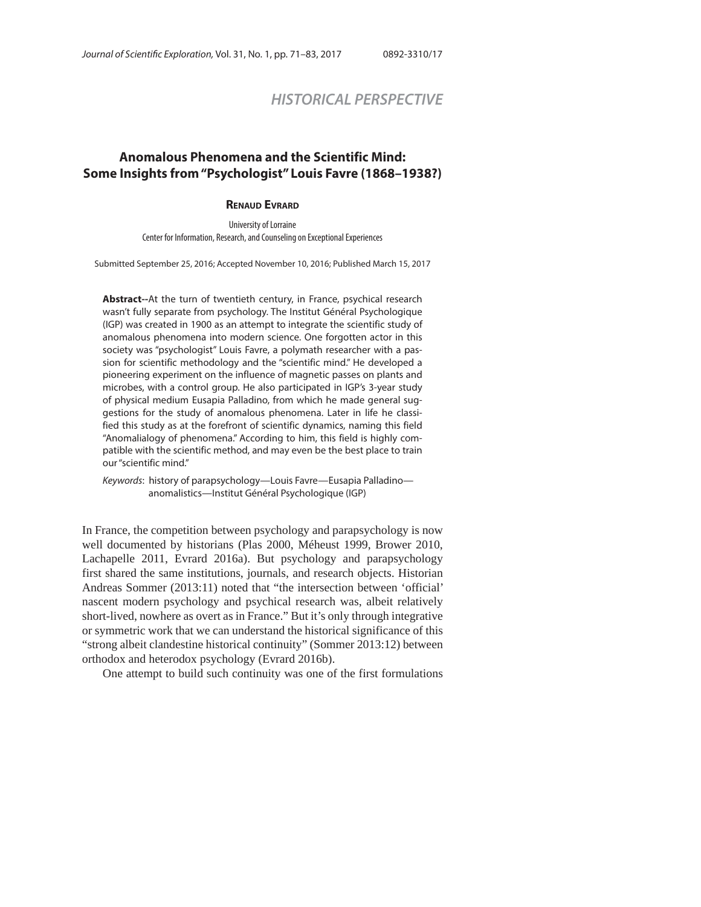## HISTORICAL PERSPECTIVE

# Anomalous Phenomena and the Scientific Mind: Some Insights from "Psychologist" Louis Favre (1868–1938?)

**Renaud Evrard**

University of Lorraine
Center for Information, Research, and Counseling on Exceptional Experiences

Submitted September 25, 2016; Accepted November 10, 2016; Published March 15, 2017

**Abstract--**At the turn of twentieth century, in France, psychical research wasn't fully separate from psychology. The Institut Général Psychologique (IGP) was created in 1900 as an attempt to integrate the scientific study of anomalous phenomena into modern science. One forgotten actor in this society was "psychologist" Louis Favre, a polymath researcher with a passion for scientific methodology and the "scientific mind." He developed a pioneering experiment on the influence of magnetic passes on plants and microbes, with a control group. He also participated in IGP's 3-year study of physical medium Eusapia Palladino, from which he made general suggestions for the study of anomalous phenomena. Later in life he classified this study as at the forefront of scientific dynamics, naming this field "Anomalialogy of phenomena." According to him, this field is highly compatible with the scientific method, and may even be the best place to train our "scientific mind."

*Keywords*: history of parapsychology—Louis Favre—Eusapia Palladino—anomalistics—Institut Général Psychologique (IGP)

In France, the competition between psychology and parapsychology is now well documented by historians (Plas 2000, Méheust 1999, Brower 2010, Lachapelle 2011, Evrard 2016a). But psychology and parapsychology first shared the same institutions, journals, and research objects. Historian Andreas Sommer (2013:11) noted that "the intersection between 'official' nascent modern psychology and psychical research was, albeit relatively short-lived, nowhere as overt as in France." But it's only through integrative or symmetric work that we can understand the historical significance of this "strong albeit clandestine historical continuity" (Sommer 2013:12) between orthodox and heterodox psychology (Evrard 2016b).

One attempt to build such continuity was one of the first formulations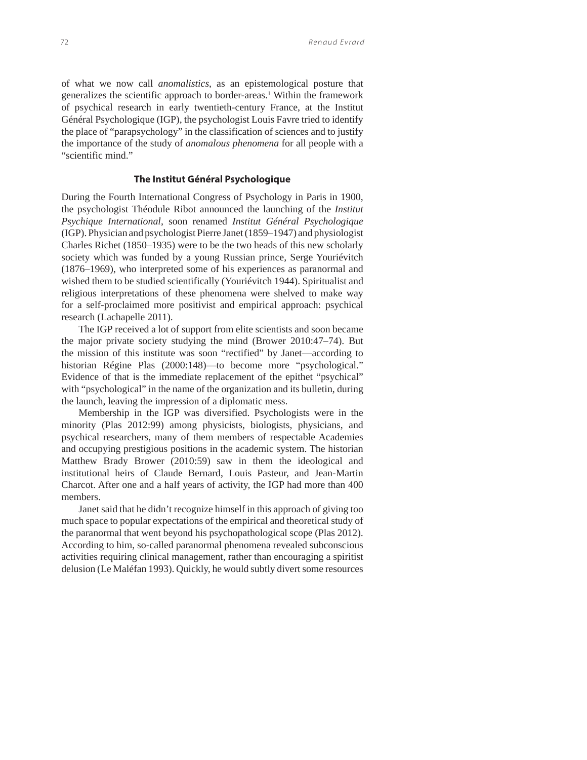of what we now call *anomalistics*, as an epistemological posture that generalizes the scientific approach to border-areas.[1] Within the framework of psychical research in early twentieth-century France, at the Institut Général Psychologique (IGP), the psychologist Louis Favre tried to identify the place of "parapsychology" in the classification of sciences and to justify the importance of the study of *anomalous phenomena* for all people with a "scientific mind."

## The Institut Général Psychologique

During the Fourth International Congress of Psychology in Paris in 1900, the psychologist Théodule Ribot announced the launching of the *Institut Psychique International*, soon renamed *Institut Général Psychologique* (IGP). Physician and psychologist Pierre Janet (1859–1947) and physiologist Charles Richet (1850–1935) were to be the two heads of this new scholarly society which was funded by a young Russian prince, Serge Youriévitch (1876–1969), who interpreted some of his experiences as paranormal and wished them to be studied scientifically (Youriévitch 1944). Spiritualist and religious interpretations of these phenomena were shelved to make way for a self-proclaimed more positivist and empirical approach: psychical research (Lachapelle 2011).

The IGP received a lot of support from elite scientists and soon became the major private society studying the mind (Brower 2010:47–74). But the mission of this institute was soon "rectified" by Janet—according to historian Régine Plas (2000:148)—to become more "psychological." Evidence of that is the immediate replacement of the epithet "psychical" with "psychological" in the name of the organization and its bulletin, during the launch, leaving the impression of a diplomatic mess.

Membership in the IGP was diversified. Psychologists were in the minority (Plas 2012:99) among physicists, biologists, physicians, and psychical researchers, many of them members of respectable Academies and occupying prestigious positions in the academic system. The historian Matthew Brady Brower (2010:59) saw in them the ideological and institutional heirs of Claude Bernard, Louis Pasteur, and Jean-Martin Charcot. After one and a half years of activity, the IGP had more than 400 members.

Janet said that he didn't recognize himself in this approach of giving too much space to popular expectations of the empirical and theoretical study of the paranormal that went beyond his psychopathological scope (Plas 2012). According to him, so-called paranormal phenomena revealed subconscious activities requiring clinical management, rather than encouraging a spiritist delusion (Le Maléfan 1993). Quickly, he would subtly divert some resources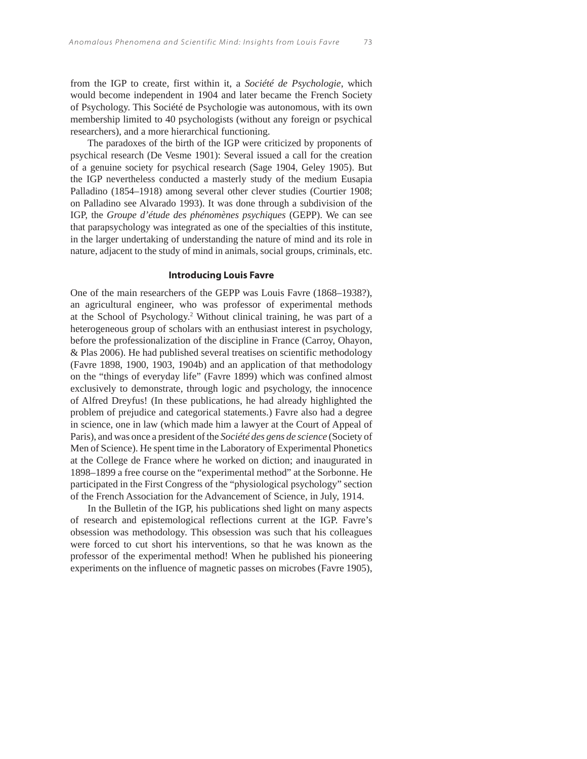from the IGP to create, first within it, a *Société de Psychologie*, which would become independent in 1904 and later became the French Society of Psychology. This Société de Psychologie was autonomous, with its own membership limited to 40 psychologists (without any foreign or psychical researchers), and a more hierarchical functioning.

The paradoxes of the birth of the IGP were criticized by proponents of psychical research (De Vesme 1901): Several issued a call for the creation of a genuine society for psychical research (Sage 1904, Geley 1905). But the IGP nevertheless conducted a masterly study of the medium Eusapia Palladino (1854–1918) among several other clever studies (Courtier 1908; on Palladino see Alvarado 1993). It was done through a subdivision of the IGP, the *Groupe d'étude des phénomènes psychiques* (GEPP). We can see that parapsychology was integrated as one of the specialties of this institute, in the larger undertaking of understanding the nature of mind and its role in nature, adjacent to the study of mind in animals, social groups, criminals, etc.

## Introducing Louis Favre

One of the main researchers of the GEPP was Louis Favre (1868–1938?), an agricultural engineer, who was professor of experimental methods at the School of Psychology.[2] Without clinical training, he was part of a heterogeneous group of scholars with an enthusiast interest in psychology, before the professionalization of the discipline in France (Carroy, Ohayon, & Plas 2006). He had published several treatises on scientific methodology (Favre 1898, 1900, 1903, 1904b) and an application of that methodology on the "things of everyday life" (Favre 1899) which was confined almost exclusively to demonstrate, through logic and psychology, the innocence of Alfred Dreyfus! (In these publications, he had already highlighted the problem of prejudice and categorical statements.) Favre also had a degree in science, one in law (which made him a lawyer at the Court of Appeal of Paris), and was once a president of the *Société des gens de science* (Society of Men of Science). He spent time in the Laboratory of Experimental Phonetics at the College de France where he worked on diction; and inaugurated in 1898–1899 a free course on the "experimental method" at the Sorbonne. He participated in the First Congress of the "physiological psychology" section of the French Association for the Advancement of Science, in July, 1914.

In the Bulletin of the IGP, his publications shed light on many aspects of research and epistemological reflections current at the IGP. Favre's obsession was methodology. This obsession was such that his colleagues were forced to cut short his interventions, so that he was known as the professor of the experimental method! When he published his pioneering experiments on the influence of magnetic passes on microbes (Favre 1905),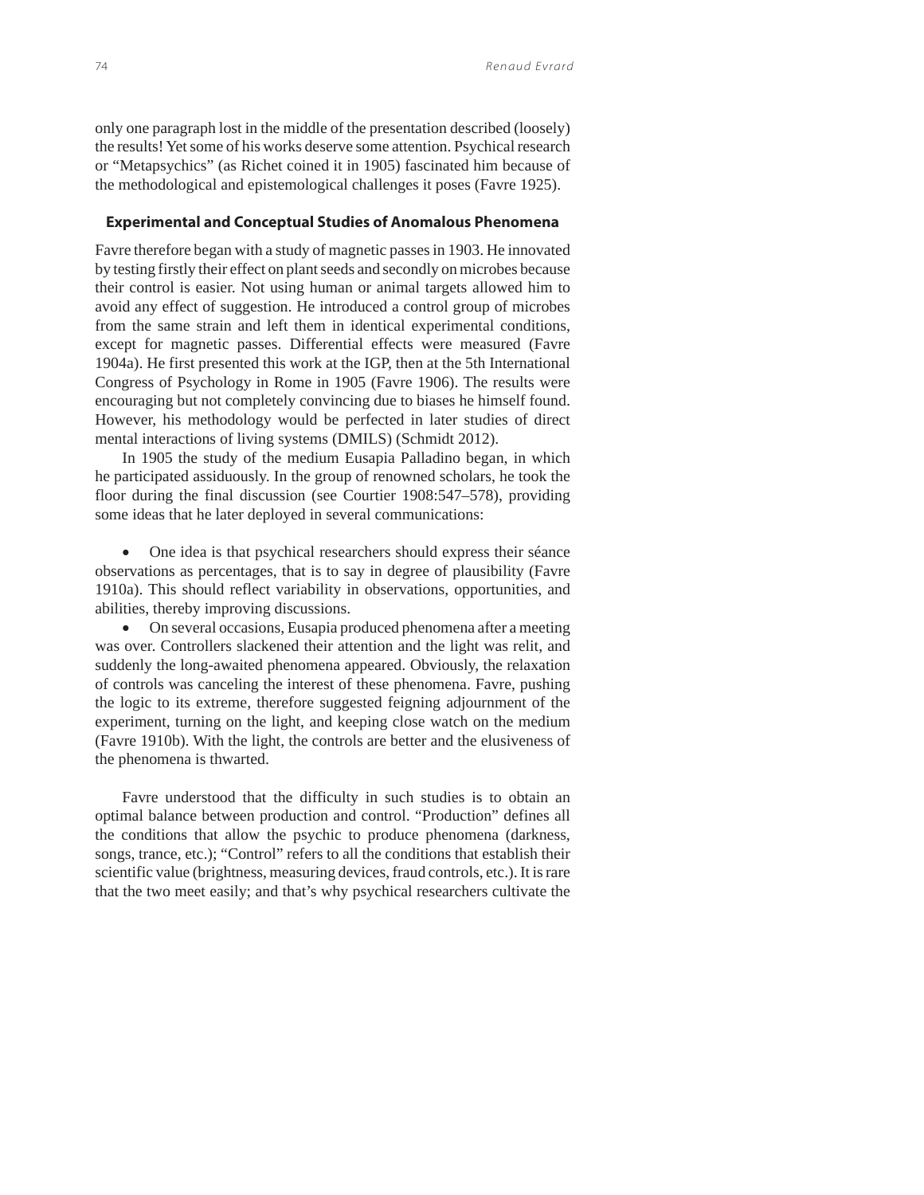only one paragraph lost in the middle of the presentation described (loosely) the results! Yet some of his works deserve some attention. Psychical research or "Metapsychics" (as Richet coined it in 1905) fascinated him because of the methodological and epistemological challenges it poses (Favre 1925).

### Experimental and Conceptual Studies of Anomalous Phenomena

Favre therefore began with a study of magnetic passes in 1903. He innovated by testing firstly their effect on plant seeds and secondly on microbes because their control is easier. Not using human or animal targets allowed him to avoid any effect of suggestion. He introduced a control group of microbes from the same strain and left them in identical experimental conditions, except for magnetic passes. Differential effects were measured (Favre 1904a). He first presented this work at the IGP, then at the 5th International Congress of Psychology in Rome in 1905 (Favre 1906). The results were encouraging but not completely convincing due to biases he himself found. However, his methodology would be perfected in later studies of direct mental interactions of living systems (DMILS) (Schmidt 2012).

In 1905 the study of the medium Eusapia Palladino began, in which he participated assiduously. In the group of renowned scholars, he took the floor during the final discussion (see Courtier 1908:547–578), providing some ideas that he later deployed in several communications:

- One idea is that psychical researchers should express their séance observations as percentages, that is to say in degree of plausibility (Favre 1910a). This should reflect variability in observations, opportunities, and abilities, thereby improving discussions.
- On several occasions, Eusapia produced phenomena after a meeting was over. Controllers slackened their attention and the light was relit, and suddenly the long-awaited phenomena appeared. Obviously, the relaxation of controls was canceling the interest of these phenomena. Favre, pushing the logic to its extreme, therefore suggested feigning adjournment of the experiment, turning on the light, and keeping close watch on the medium (Favre 1910b). With the light, the controls are better and the elusiveness of the phenomena is thwarted.

Favre understood that the difficulty in such studies is to obtain an optimal balance between production and control. "Production" defines all the conditions that allow the psychic to produce phenomena (darkness, songs, trance, etc.); "Control" refers to all the conditions that establish their scientific value (brightness, measuring devices, fraud controls, etc.). It is rare that the two meet easily; and that's why psychical researchers cultivate the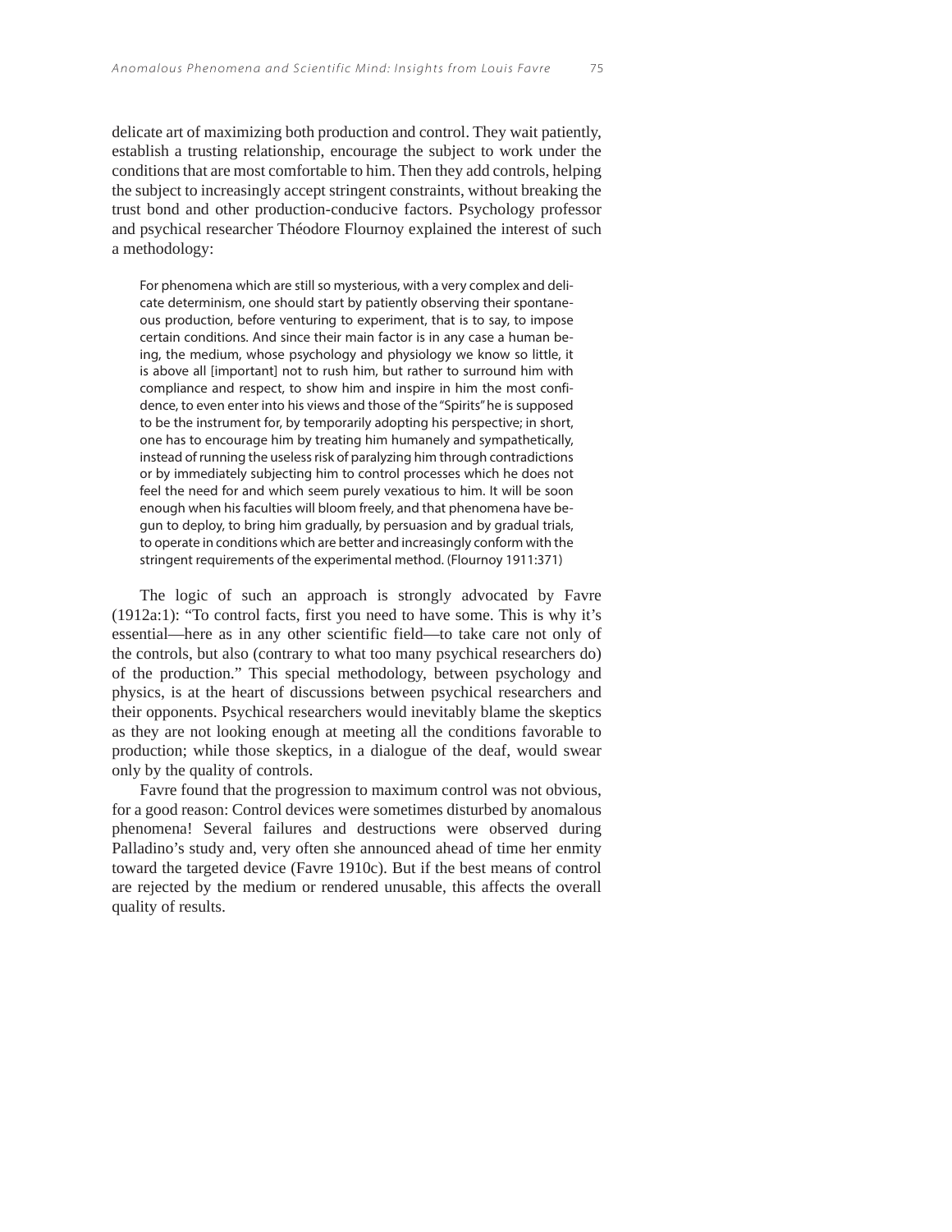delicate art of maximizing both production and control. They wait patiently, establish a trusting relationship, encourage the subject to work under the conditions that are most comfortable to him. Then they add controls, helping the subject to increasingly accept stringent constraints, without breaking the trust bond and other production-conducive factors. Psychology professor and psychical researcher Théodore Flournoy explained the interest of such a methodology:

> For phenomena which are still so mysterious, with a very complex and delicate determinism, one should start by patiently observing their spontaneous production, before venturing to experiment, that is to say, to impose certain conditions. And since their main factor is in any case a human being, the medium, whose psychology and physiology we know so little, it is above all [important] not to rush him, but rather to surround him with compliance and respect, to show him and inspire in him the most confidence, to even enter into his views and those of the "Spirits" he is supposed to be the instrument for, by temporarily adopting his perspective; in short, one has to encourage him by treating him humanely and sympathetically, instead of running the useless risk of paralyzing him through contradictions or by immediately subjecting him to control processes which he does not feel the need for and which seem purely vexatious to him. It will be soon enough when his faculties will bloom freely, and that phenomena have begun to deploy, to bring him gradually, by persuasion and by gradual trials, to operate in conditions which are better and increasingly conform with the stringent requirements of the experimental method. (Flournoy 1911:371)

The logic of such an approach is strongly advocated by Favre (1912a:1): "To control facts, first you need to have some. This is why it's essential—here as in any other scientific field—to take care not only of the controls, but also (contrary to what too many psychical researchers do) of the production." This special methodology, between psychology and physics, is at the heart of discussions between psychical researchers and their opponents. Psychical researchers would inevitably blame the skeptics as they are not looking enough at meeting all the conditions favorable to production; while those skeptics, in a dialogue of the deaf, would swear only by the quality of controls.

Favre found that the progression to maximum control was not obvious, for a good reason: Control devices were sometimes disturbed by anomalous phenomena! Several failures and destructions were observed during Palladino's study and, very often she announced ahead of time her enmity toward the targeted device (Favre 1910c). But if the best means of control are rejected by the medium or rendered unusable, this affects the overall quality of results.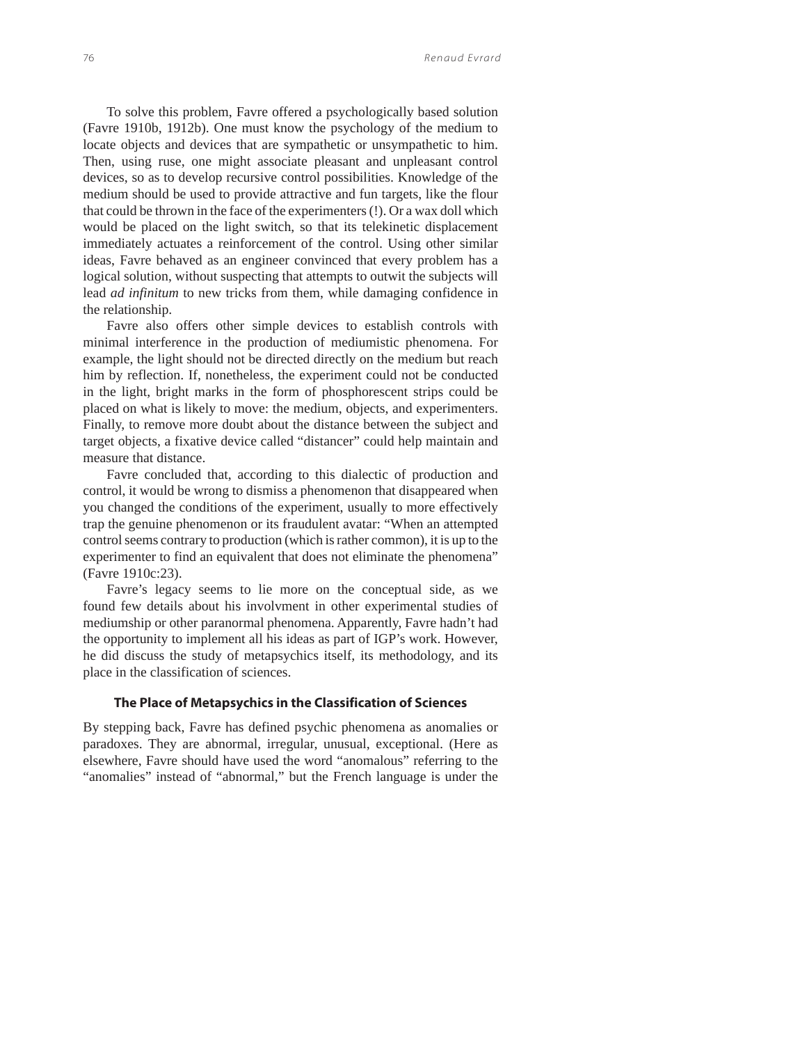To solve this problem, Favre offered a psychologically based solution (Favre 1910b, 1912b). One must know the psychology of the medium to locate objects and devices that are sympathetic or unsympathetic to him. Then, using ruse, one might associate pleasant and unpleasant control devices, so as to develop recursive control possibilities. Knowledge of the medium should be used to provide attractive and fun targets, like the flour that could be thrown in the face of the experimenters (!). Or a wax doll which would be placed on the light switch, so that its telekinetic displacement immediately actuates a reinforcement of the control. Using other similar ideas, Favre behaved as an engineer convinced that every problem has a logical solution, without suspecting that attempts to outwit the subjects will lead *ad infinitum* to new tricks from them, while damaging confidence in the relationship.

Favre also offers other simple devices to establish controls with minimal interference in the production of mediumistic phenomena. For example, the light should not be directed directly on the medium but reach him by reflection. If, nonetheless, the experiment could not be conducted in the light, bright marks in the form of phosphorescent strips could be placed on what is likely to move: the medium, objects, and experimenters. Finally, to remove more doubt about the distance between the subject and target objects, a fixative device called "distancer" could help maintain and measure that distance.

Favre concluded that, according to this dialectic of production and control, it would be wrong to dismiss a phenomenon that disappeared when you changed the conditions of the experiment, usually to more effectively trap the genuine phenomenon or its fraudulent avatar: "When an attempted control seems contrary to production (which is rather common), it is up to the experimenter to find an equivalent that does not eliminate the phenomena" (Favre 1910c:23).

Favre's legacy seems to lie more on the conceptual side, as we found few details about his involvment in other experimental studies of mediumship or other paranormal phenomena. Apparently, Favre hadn't had the opportunity to implement all his ideas as part of IGP's work. However, he did discuss the study of metapsychics itself, its methodology, and its place in the classification of sciences.

### The Place of Metapsychics in the Classification of Sciences

By stepping back, Favre has defined psychic phenomena as anomalies or paradoxes. They are abnormal, irregular, unusual, exceptional. (Here as elsewhere, Favre should have used the word "anomalous" referring to the "anomalies" instead of "abnormal," but the French language is under the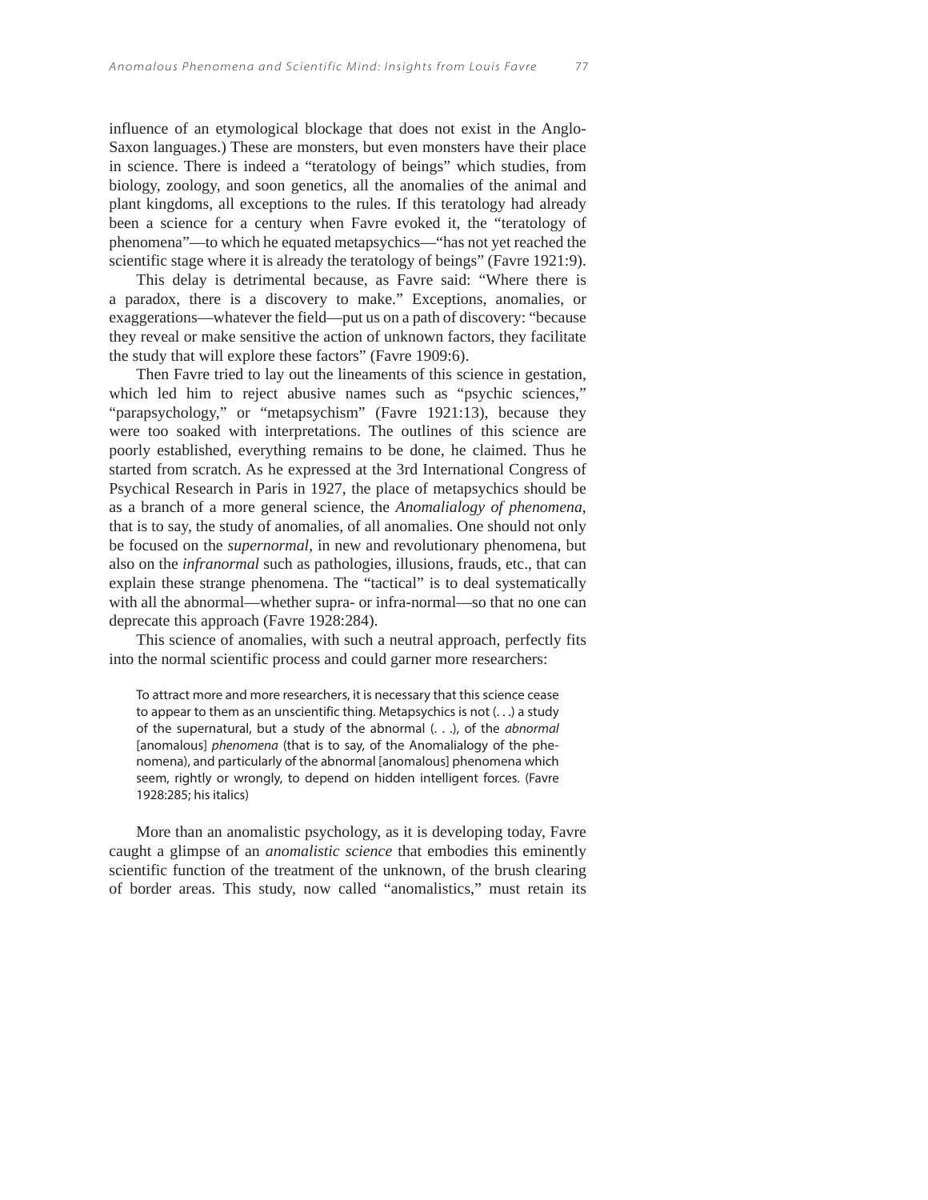influence of an etymological blockage that does not exist in the Anglo-Saxon languages.) These are monsters, but even monsters have their place in science. There is indeed a "teratology of beings" which studies, from biology, zoology, and soon genetics, all the anomalies of the animal and plant kingdoms, all exceptions to the rules. If this teratology had already been a science for a century when Favre evoked it, the "teratology of phenomena"—to which he equated metapsychics—"has not yet reached the scientific stage where it is already the teratology of beings" (Favre 1921:9).

This delay is detrimental because, as Favre said: "Where there is a paradox, there is a discovery to make." Exceptions, anomalies, or exaggerations—whatever the field—put us on a path of discovery: "because they reveal or make sensitive the action of unknown factors, they facilitate the study that will explore these factors" (Favre 1909:6).

Then Favre tried to lay out the lineaments of this science in gestation, which led him to reject abusive names such as "psychic sciences," "parapsychology," or "metapsychism" (Favre 1921:13), because they were too soaked with interpretations. The outlines of this science are poorly established, everything remains to be done, he claimed. Thus he started from scratch. As he expressed at the 3rd International Congress of Psychical Research in Paris in 1927, the place of metapsychics should be as a branch of a more general science, the *Anomalialogy of phenomena*, that is to say, the study of anomalies, of all anomalies. One should not only be focused on the *supernormal*, in new and revolutionary phenomena, but also on the *infranormal* such as pathologies, illusions, frauds, etc., that can explain these strange phenomena. The "tactical" is to deal systematically with all the abnormal—whether supra- or infra-normal—so that no one can deprecate this approach (Favre 1928:284).

This science of anomalies, with such a neutral approach, perfectly fits into the normal scientific process and could garner more researchers:

> To attract more and more researchers, it is necessary that this science cease to appear to them as an unscientific thing. Metapsychics is not (. . .) a study of the supernatural, but a study of the abnormal (. . .), of the *abnormal* [anomalous] *phenomena* (that is to say, of the Anomalialogy of the phenomena), and particularly of the abnormal [anomalous] phenomena which seem, rightly or wrongly, to depend on hidden intelligent forces. (Favre 1928:285; his italics)

More than an anomalistic psychology, as it is developing today, Favre caught a glimpse of an *anomalistic science* that embodies this eminently scientific function of the treatment of the unknown, of the brush clearing of border areas. This study, now called "anomalistics," must retain its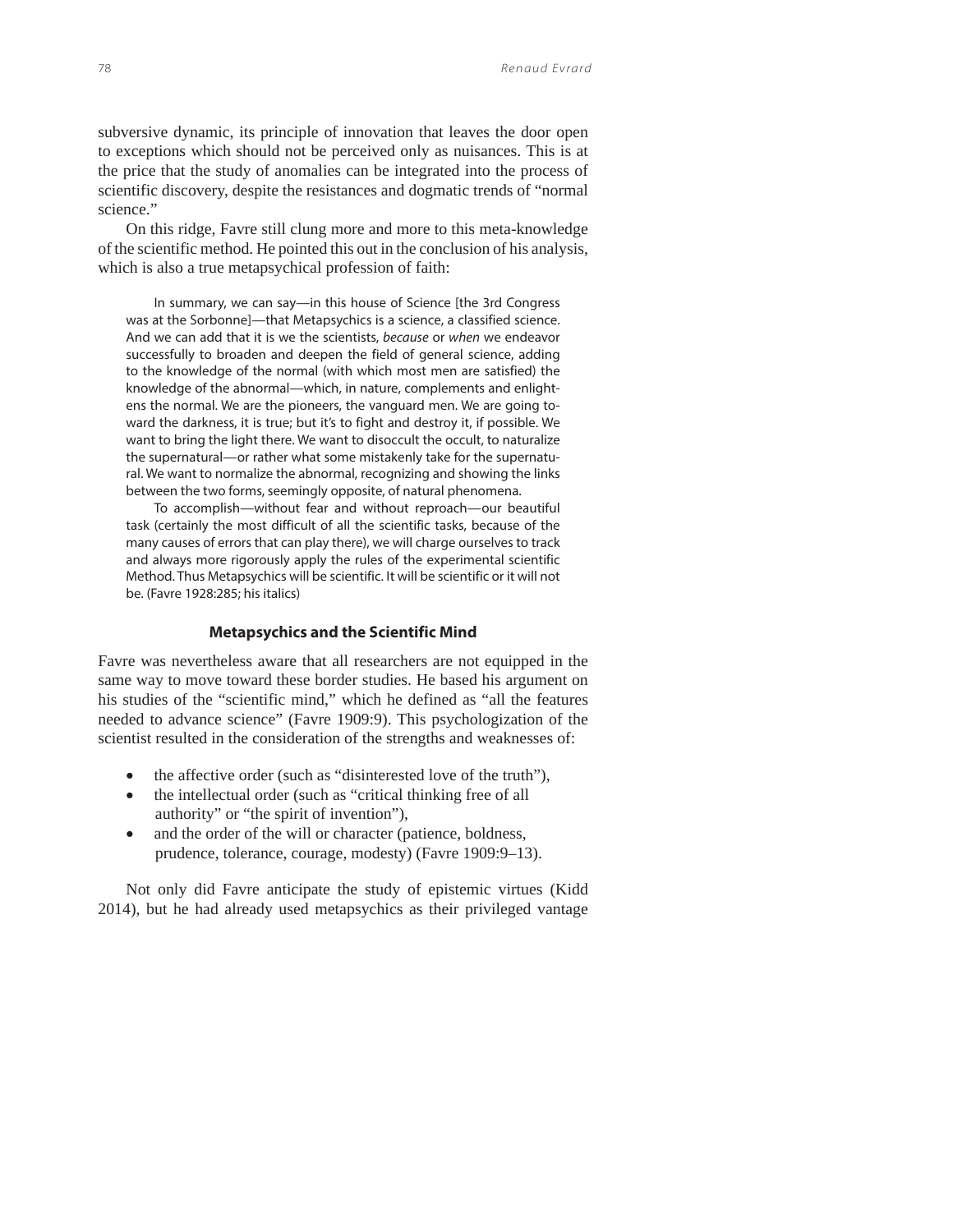subversive dynamic, its principle of innovation that leaves the door open to exceptions which should not be perceived only as nuisances. This is at the price that the study of anomalies can be integrated into the process of scientific discovery, despite the resistances and dogmatic trends of "normal science."

On this ridge, Favre still clung more and more to this meta-knowledge of the scientific method. He pointed this out in the conclusion of his analysis, which is also a true metapsychical profession of faith:

> In summary, we can say—in this house of Science [the 3rd Congress was at the Sorbonne]—that Metapsychics is a science, a classified science. And we can add that it is we the scientists, *because* or *when* we endeavor successfully to broaden and deepen the field of general science, adding to the knowledge of the normal (with which most men are satisfied) the knowledge of the abnormal—which, in nature, complements and enlightens the normal. We are the pioneers, the vanguard men. We are going toward the darkness, it is true; but it's to fight and destroy it, if possible. We want to bring the light there. We want to disoccult the occult, to naturalize the supernatural—or rather what some mistakenly take for the supernatural. We want to normalize the abnormal, recognizing and showing the links between the two forms, seemingly opposite, of natural phenomena.
>
> To accomplish—without fear and without reproach—our beautiful task (certainly the most difficult of all the scientific tasks, because of the many causes of errors that can play there), we will charge ourselves to track and always more rigorously apply the rules of the experimental scientific Method. Thus Metapsychics will be scientific. It will be scientific or it will not be. (Favre 1928:285; his italics)

### Metapsychics and the Scientific Mind

Favre was nevertheless aware that all researchers are not equipped in the same way to move toward these border studies. He based his argument on his studies of the "scientific mind," which he defined as "all the features needed to advance science" (Favre 1909:9). This psychologization of the scientist resulted in the consideration of the strengths and weaknesses of:

- the affective order (such as "disinterested love of the truth"),
- the intellectual order (such as "critical thinking free of all authority" or "the spirit of invention"),
- and the order of the will or character (patience, boldness, prudence, tolerance, courage, modesty) (Favre 1909:9–13).

Not only did Favre anticipate the study of epistemic virtues (Kidd 2014), but he had already used metapsychics as their privileged vantage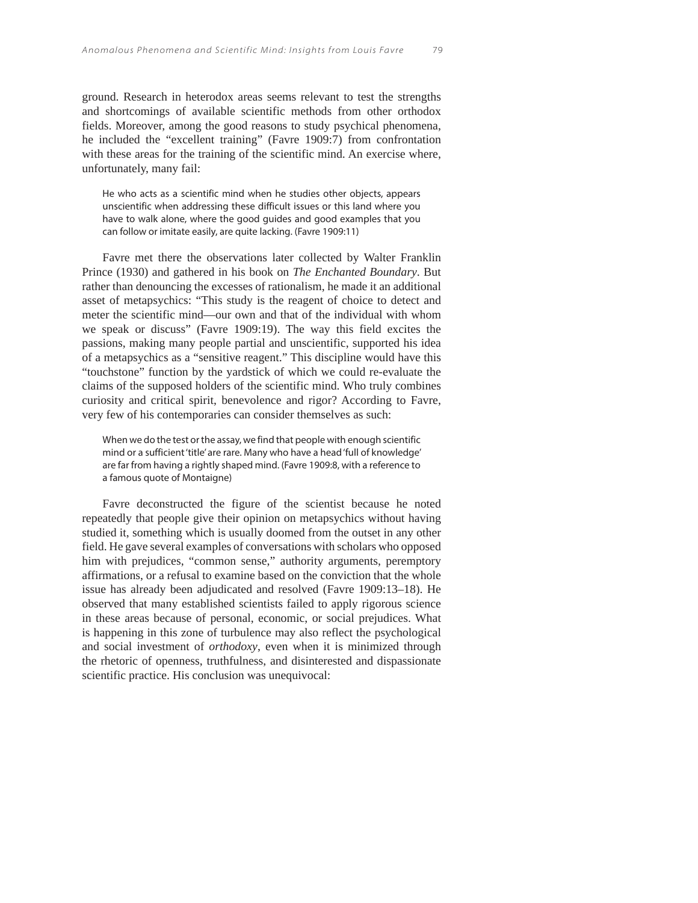ground. Research in heterodox areas seems relevant to test the strengths and shortcomings of available scientific methods from other orthodox fields. Moreover, among the good reasons to study psychical phenomena, he included the "excellent training" (Favre 1909:7) from confrontation with these areas for the training of the scientific mind. An exercise where, unfortunately, many fail:

> He who acts as a scientific mind when he studies other objects, appears unscientific when addressing these difficult issues or this land where you have to walk alone, where the good guides and good examples that you can follow or imitate easily, are quite lacking. (Favre 1909:11)

Favre met there the observations later collected by Walter Franklin Prince (1930) and gathered in his book on *The Enchanted Boundary*. But rather than denouncing the excesses of rationalism, he made it an additional asset of metapsychics: "This study is the reagent of choice to detect and meter the scientific mind—our own and that of the individual with whom we speak or discuss" (Favre 1909:19). The way this field excites the passions, making many people partial and unscientific, supported his idea of a metapsychics as a "sensitive reagent." This discipline would have this "touchstone" function by the yardstick of which we could re-evaluate the claims of the supposed holders of the scientific mind. Who truly combines curiosity and critical spirit, benevolence and rigor? According to Favre, very few of his contemporaries can consider themselves as such:

> When we do the test or the assay, we find that people with enough scientific mind or a sufficient 'title' are rare. Many who have a head 'full of knowledge' are far from having a rightly shaped mind. (Favre 1909:8, with a reference to a famous quote of Montaigne)

Favre deconstructed the figure of the scientist because he noted repeatedly that people give their opinion on metapsychics without having studied it, something which is usually doomed from the outset in any other field. He gave several examples of conversations with scholars who opposed him with prejudices, "common sense," authority arguments, peremptory affirmations, or a refusal to examine based on the conviction that the whole issue has already been adjudicated and resolved (Favre 1909:13–18). He observed that many established scientists failed to apply rigorous science in these areas because of personal, economic, or social prejudices. What is happening in this zone of turbulence may also reflect the psychological and social investment of *orthodoxy*, even when it is minimized through the rhetoric of openness, truthfulness, and disinterested and dispassionate scientific practice. His conclusion was unequivocal: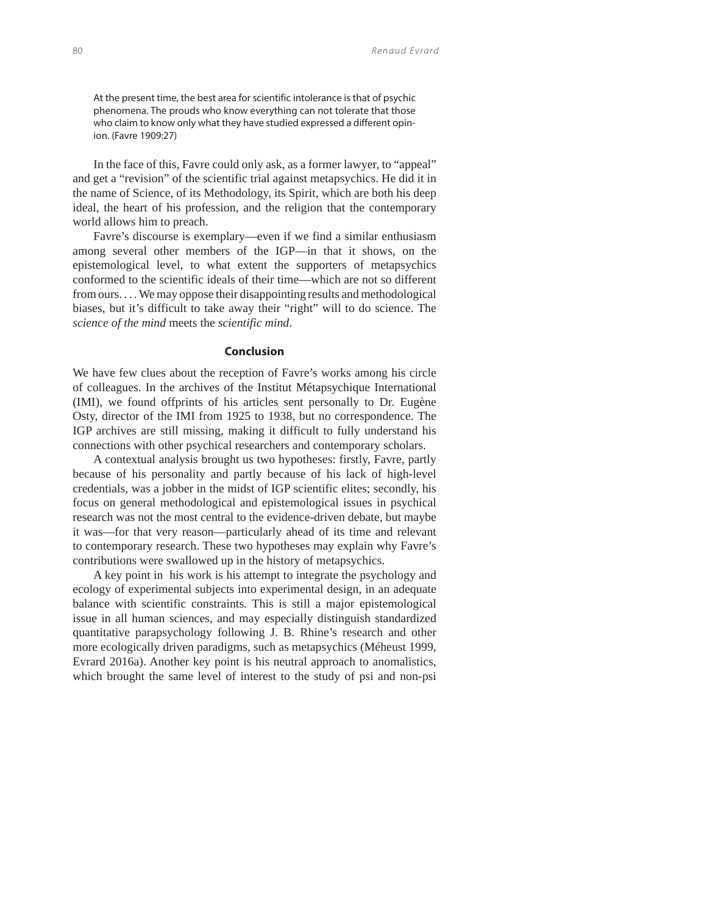> At the present time, the best area for scientific intolerance is that of psychic phenomena. The prouds who know everything can not tolerate that those who claim to know only what they have studied expressed a different opinion. (Favre 1909:27)

In the face of this, Favre could only ask, as a former lawyer, to "appeal" and get a "revision" of the scientific trial against metapsychics. He did it in the name of Science, of its Methodology, its Spirit, which are both his deep ideal, the heart of his profession, and the religion that the contemporary world allows him to preach.

Favre's discourse is exemplary—even if we find a similar enthusiasm among several other members of the IGP—in that it shows, on the epistemological level, to what extent the supporters of metapsychics conformed to the scientific ideals of their time—which are not so different from ours. . . . We may oppose their disappointing results and methodological biases, but it's difficult to take away their "right" will to do science. The *science of the mind* meets the *scientific mind*.

## Conclusion

We have few clues about the reception of Favre's works among his circle of colleagues. In the archives of the Institut Métapsychique International (IMI), we found offprints of his articles sent personally to Dr. Eugène Osty, director of the IMI from 1925 to 1938, but no correspondence. The IGP archives are still missing, making it difficult to fully understand his connections with other psychical researchers and contemporary scholars.

A contextual analysis brought us two hypotheses: firstly, Favre, partly because of his personality and partly because of his lack of high-level credentials, was a jobber in the midst of IGP scientific elites; secondly, his focus on general methodological and epistemological issues in psychical research was not the most central to the evidence-driven debate, but maybe it was—for that very reason—particularly ahead of its time and relevant to contemporary research. These two hypotheses may explain why Favre's contributions were swallowed up in the history of metapsychics.

A key point in his work is his attempt to integrate the psychology and ecology of experimental subjects into experimental design, in an adequate balance with scientific constraints. This is still a major epistemological issue in all human sciences, and may especially distinguish standardized quantitative parapsychology following J. B. Rhine's research and other more ecologically driven paradigms, such as metapsychics (Méheust 1999, Evrard 2016a). Another key point is his neutral approach to anomalistics, which brought the same level of interest to the study of psi and non-psi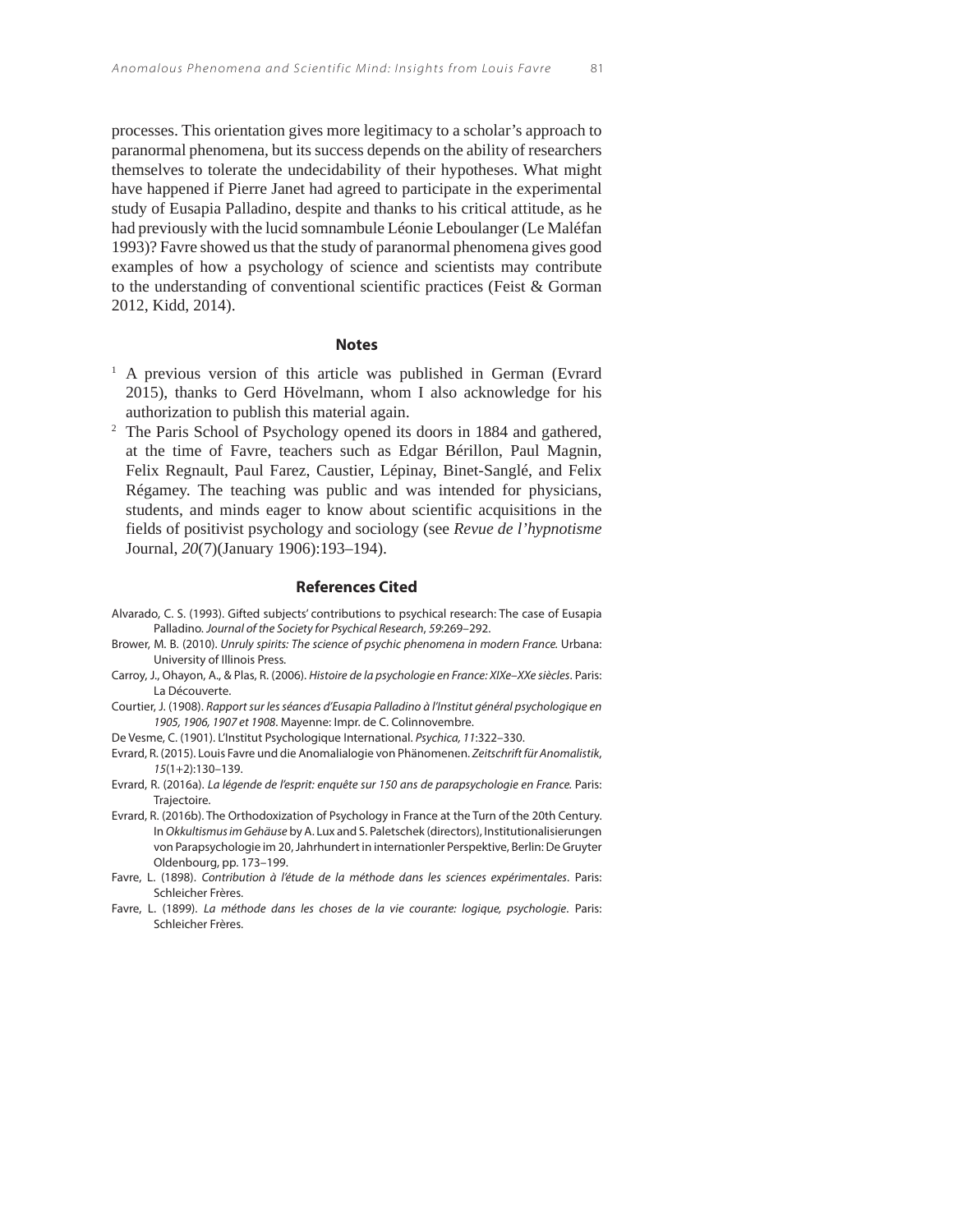processes. This orientation gives more legitimacy to a scholar's approach to paranormal phenomena, but its success depends on the ability of researchers themselves to tolerate the undecidability of their hypotheses. What might have happened if Pierre Janet had agreed to participate in the experimental study of Eusapia Palladino, despite and thanks to his critical attitude, as he had previously with the lucid somnambule Léonie Leboulanger (Le Maléfan 1993)? Favre showed us that the study of paranormal phenomena gives good examples of how a psychology of science and scientists may contribute to the understanding of conventional scientific practices (Feist & Gorman 2012, Kidd, 2014).

## Notes

[1] A previous version of this article was published in German (Evrard 2015), thanks to Gerd Hövelmann, whom I also acknowledge for his authorization to publish this material again.

[2] The Paris School of Psychology opened its doors in 1884 and gathered, at the time of Favre, teachers such as Edgar Bérillon, Paul Magnin, Felix Regnault, Paul Farez, Caustier, Lépinay, Binet-Sanglé, and Felix Régamey. The teaching was public and was intended for physicians, students, and minds eager to know about scientific acquisitions in the fields of positivist psychology and sociology (see *Revue de l'hypnotisme* Journal, *20*(7)(January 1906):193–194).

## References Cited

Alvarado, C. S. (1993). Gifted subjects' contributions to psychical research: The case of Eusapia Palladino. *Journal of the Society for Psychical Research*, *59*:269–292.

Brower, M. B. (2010). *Unruly spirits: The science of psychic phenomena in modern France.* Urbana: University of Illinois Press.

Carroy, J., Ohayon, A., & Plas, R. (2006). *Histoire de la psychologie en France: XIXe–XXe siècles*. Paris: La Découverte.

Courtier, J. (1908). *Rapport sur les séances d'Eusapia Palladino à l'Institut général psychologique en 1905, 1906, 1907 et 1908*. Mayenne: Impr. de C. Colinnovembre.

De Vesme, C. (1901). L'Institut Psychologique International. *Psychica, 11*:322–330.

Evrard, R. (2015). Louis Favre und die Anomalialogie von Phänomenen. *Zeitschrift für Anomalistik*, *15*(1+2):130–139.

Evrard, R. (2016a). *La légende de l'esprit: enquête sur 150 ans de parapsychologie en France.* Paris: Trajectoire.

Evrard, R. (2016b). The Orthodoxization of Psychology in France at the Turn of the 20th Century. In *Okkultismus im Gehäuse* by A. Lux and S. Paletschek (directors), Institutionalisierungen von Parapsychologie im 20, Jahrhundert in internationler Perspektive, Berlin: De Gruyter Oldenbourg, pp. 173–199.

Favre, L. (1898). *Contribution à l'étude de la méthode dans les sciences expérimentales*. Paris: Schleicher Frères.

Favre, L. (1899). *La méthode dans les choses de la vie courante: logique, psychologie*. Paris: Schleicher Frères.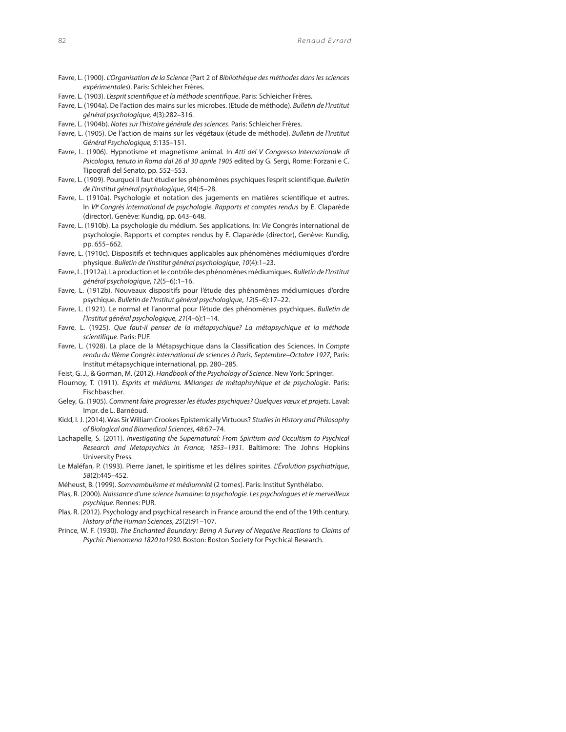Favre, L. (1900). *L'Organisation de la Science* (Part 2 of *Bibliothèque des méthodes dans les sciences expérimentales*). Paris: Schleicher Frères.

Favre, L. (1903). *L'esprit scientifique et la méthode scientifique*. Paris: Schleicher Frères.

Favre, L. (1904a). De l'action des mains sur les microbes. (Etude de méthode). *Bulletin de l'Institut général psychologique, 4*(3):282–316.

Favre, L. (1904b). *Notes sur l'histoire générale des sciences*. Paris: Schleicher Frères.

Favre, L. (1905). De l'action de mains sur les végétaux (étude de méthode). *Bulletin de l'Institut Général Psychologique, 5*:135–151.

Favre, L. (1906). Hypnotisme et magnetisme animal. In *Atti del V Congresso Internazionale di Psicologia, tenuto in Roma dal 26 al 30 aprile 1905* edited by G. Sergi, Rome: Forzani e C. Tipografi del Senato, pp. 552–553.

Favre, L. (1909). Pourquoi il faut étudier les phénomènes psychiques l'esprit scientifique. *Bulletin de l'Institut général psychologique*, *9*(4):5–28.

Favre, L. (1910a). Psychologie et notation des jugements en matières scientifique et autres. In *VI*[e] *Congrès international de psychologie. Rapports et comptes rendus* by E. Claparède (director), Genève: Kundig, pp. 643–648.

Favre, L. (1910b). La psychologie du médium. Ses applications. In: *VIe* Congrès international de psychologie. Rapports et comptes rendus by E. Claparède (director), Genève: Kundig, pp. 655–662.

Favre, L. (1910c). Dispositifs et techniques applicables aux phénomènes médiumiques d'ordre physique. *Bulletin de l'Institut général psychologique*, *10*(4):1–23.

Favre, L. (1912a). La production et le contrôle des phénomènes médiumiques. *Bulletin de l'Institut général psychologique*, *12*(5–6):1–16.

Favre, L. (1912b). Nouveaux dispositifs pour l'étude des phénomènes médiumiques d'ordre psychique. *Bulletin de l'Institut général psychologique*, *12*(5–6):17–22.

Favre, L. (1921). Le normal et l'anormal pour l'étude des phénomènes psychiques. *Bulletin de l'Institut général psychologique*, *21*(4–6):1–14.

Favre, L. (1925). *Que faut-il penser de la métapsychique? La métapsychique et la méthode scientifique*. Paris: PUF.

Favre, L. (1928). La place de la Métapsychique dans la Classification des Sciences. In *Compte rendu du IIIème Congrès international de sciences à Paris, Septembre–Octobre 1927*, Paris: Institut métapsychique international, pp. 280–285.

Feist, G. J., & Gorman, M. (2012). *Handbook of the Psychology of Science*. New York: Springer.

Flournoy, T. (1911). *Esprits et médiums. Mélanges de métaphsyhique et de psychologie*. Paris: Fischbascher.

Geley, G. (1905). *Comment faire progresser les études psychiques? Quelques vœux et projets*. Laval: Impr. de L. Barnéoud.

Kidd, I. J. (2014). Was Sir William Crookes Epistemically Virtuous? *Studies in History and Philosophy of Biological and Biomedical Sciences*, *48*:67–74.

Lachapelle, S. (2011). *Investigating the Supernatural: From Spiritism and Occultism to Psychical Research and Metapsychics in France, 1853–1931*. Baltimore: The Johns Hopkins University Press.

Le Maléfan, P. (1993). Pierre Janet, le spiritisme et les délires spirites. *L'Évolution psychiatrique*, *58*(2):445–452.

Méheust, B. (1999). *Somnambulisme et médiumnité* (2 tomes). Paris: Institut Synthélabo.

Plas, R. (2000). *Naissance d'une science humaine: la psychologie. Les psychologues et le merveilleux psychique*. Rennes: PUR.

Plas, R. (2012). Psychology and psychical research in France around the end of the 19th century. *History of the Human Sciences*, *25*(2):91–107.

Prince, W. F. (1930). *The Enchanted Boundary: Being A Survey of Negative Reactions to Claims of Psychic Phenomena 1820 to1930*. Boston: Boston Society for Psychical Research.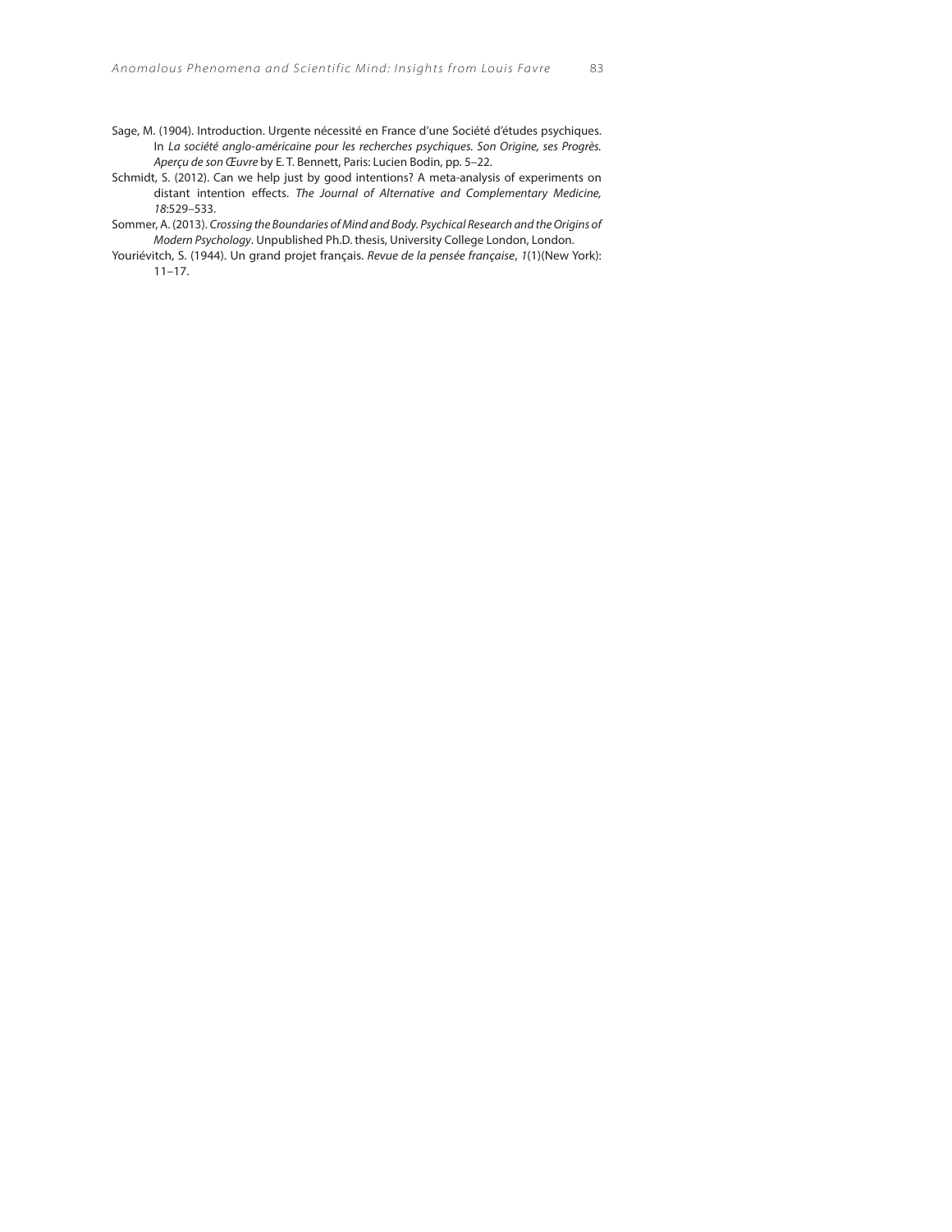Sage, M. (1904). Introduction. Urgente nécessité en France d'une Société d'études psychiques. In *La société anglo-américaine pour les recherches psychiques. Son Origine, ses Progrès. Aperçu de son Œuvre* by E. T. Bennett, Paris: Lucien Bodin, pp. 5–22.

Schmidt, S. (2012). Can we help just by good intentions? A meta-analysis of experiments on distant intention effects. *The Journal of Alternative and Complementary Medicine, 18*:529–533.

Sommer, A. (2013). *Crossing the Boundaries of Mind and Body. Psychical Research and the Origins of Modern Psychology*. Unpublished Ph.D. thesis, University College London, London.

Youriévitch, S. (1944). Un grand projet français. *Revue de la pensée française*, *1*(1)(New York): 11–17.